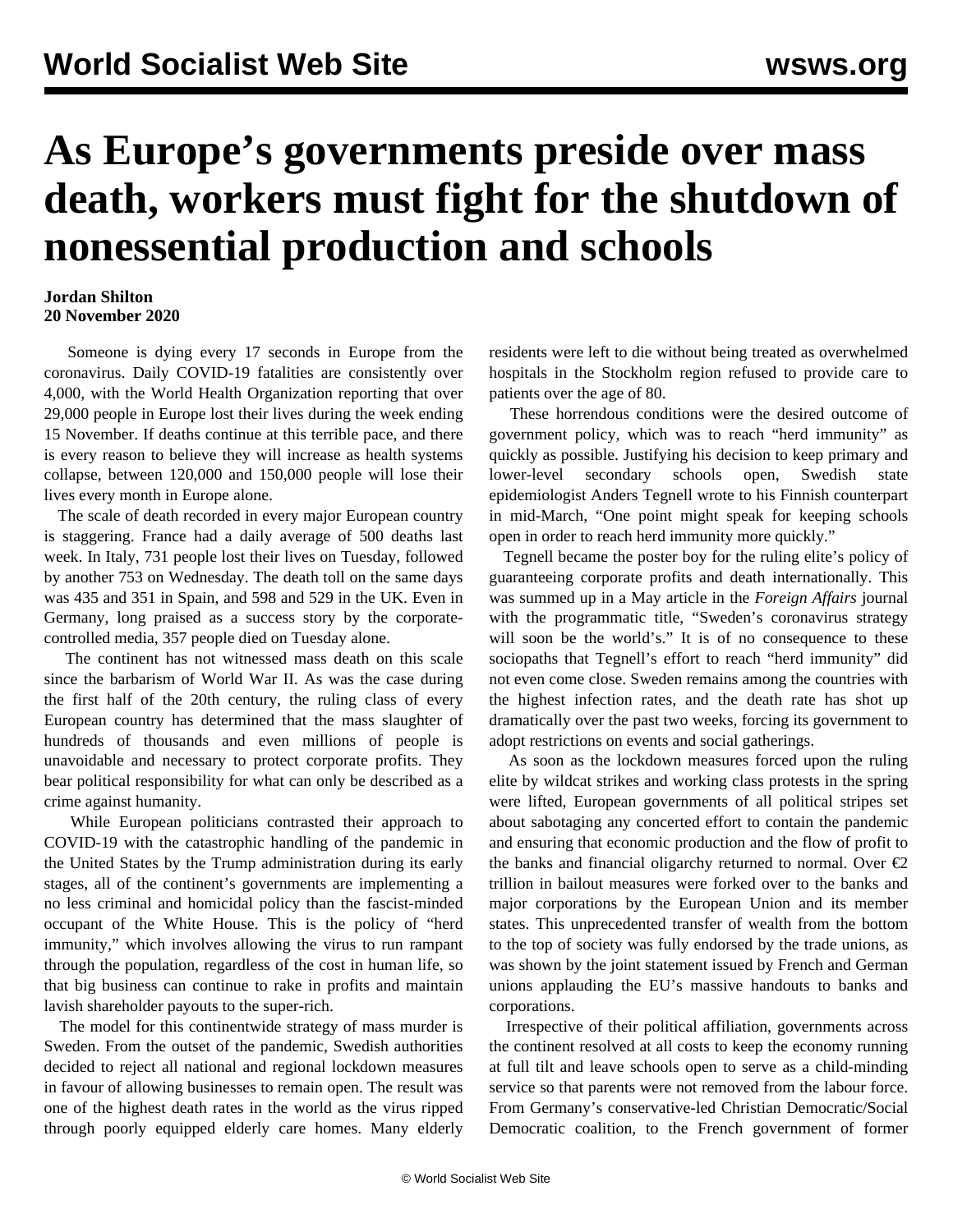# As Europe's governments preside over mass death, workers must fight for the shutdown of nonessential production and schools

**Jordan Shilton**
**20 November 2020**

Someone is dying every 17 seconds in Europe from the coronavirus. Daily COVID-19 fatalities are consistently over 4,000, with the World Health Organization reporting that over 29,000 people in Europe lost their lives during the week ending 15 November. If deaths continue at this terrible pace, and there is every reason to believe they will increase as health systems collapse, between 120,000 and 150,000 people will lose their lives every month in Europe alone.

The scale of death recorded in every major European country is staggering. France had a daily average of 500 deaths last week. In Italy, 731 people lost their lives on Tuesday, followed by another 753 on Wednesday. The death toll on the same days was 435 and 351 in Spain, and 598 and 529 in the UK. Even in Germany, long praised as a success story by the corporate-controlled media, 357 people died on Tuesday alone.

The continent has not witnessed mass death on this scale since the barbarism of World War II. As was the case during the first half of the 20th century, the ruling class of every European country has determined that the mass slaughter of hundreds of thousands and even millions of people is unavoidable and necessary to protect corporate profits. They bear political responsibility for what can only be described as a crime against humanity.

While European politicians contrasted their approach to COVID-19 with the catastrophic handling of the pandemic in the United States by the Trump administration during its early stages, all of the continent's governments are implementing a no less criminal and homicidal policy than the fascist-minded occupant of the White House. This is the policy of "herd immunity," which involves allowing the virus to run rampant through the population, regardless of the cost in human life, so that big business can continue to rake in profits and maintain lavish shareholder payouts to the super-rich.

The model for this continentwide strategy of mass murder is Sweden. From the outset of the pandemic, Swedish authorities decided to reject all national and regional lockdown measures in favour of allowing businesses to remain open. The result was one of the highest death rates in the world as the virus ripped through poorly equipped elderly care homes. Many elderly residents were left to die without being treated as overwhelmed hospitals in the Stockholm region refused to provide care to patients over the age of 80.

These horrendous conditions were the desired outcome of government policy, which was to reach "herd immunity" as quickly as possible. Justifying his decision to keep primary and lower-level secondary schools open, Swedish state epidemiologist Anders Tegnell wrote to his Finnish counterpart in mid-March, "One point might speak for keeping schools open in order to reach herd immunity more quickly."

Tegnell became the poster boy for the ruling elite's policy of guaranteeing corporate profits and death internationally. This was summed up in a May article in the *Foreign Affairs* journal with the programmatic title, "Sweden's coronavirus strategy will soon be the world's." It is of no consequence to these sociopaths that Tegnell's effort to reach "herd immunity" did not even come close. Sweden remains among the countries with the highest infection rates, and the death rate has shot up dramatically over the past two weeks, forcing its government to adopt restrictions on events and social gatherings.

As soon as the lockdown measures forced upon the ruling elite by wildcat strikes and working class protests in the spring were lifted, European governments of all political stripes set about sabotaging any concerted effort to contain the pandemic and ensuring that economic production and the flow of profit to the banks and financial oligarchy returned to normal. Over €2 trillion in bailout measures were forked over to the banks and major corporations by the European Union and its member states. This unprecedented transfer of wealth from the bottom to the top of society was fully endorsed by the trade unions, as was shown by the joint statement issued by French and German unions applauding the EU's massive handouts to banks and corporations.

Irrespective of their political affiliation, governments across the continent resolved at all costs to keep the economy running at full tilt and leave schools open to serve as a child-minding service so that parents were not removed from the labour force. From Germany's conservative-led Christian Democratic/Social Democratic coalition, to the French government of former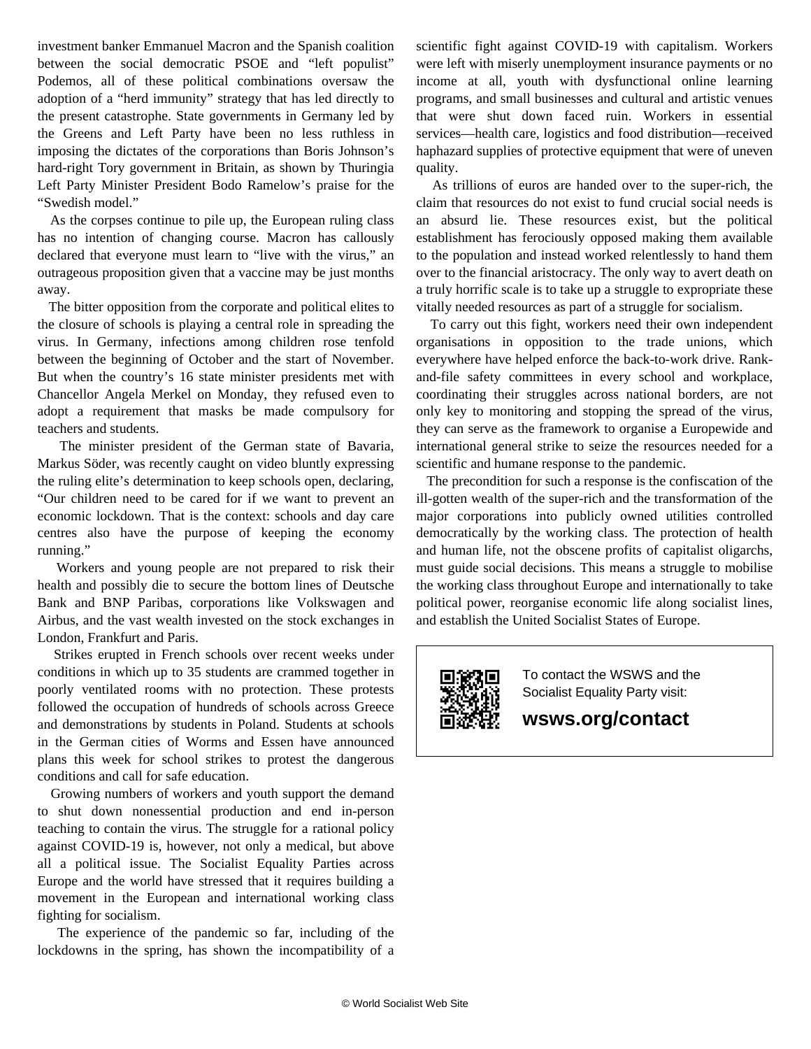investment banker Emmanuel Macron and the Spanish coalition between the social democratic PSOE and "left populist" Podemos, all of these political combinations oversaw the adoption of a "herd immunity" strategy that has led directly to the present catastrophe. State governments in Germany led by the Greens and Left Party have been no less ruthless in imposing the dictates of the corporations than Boris Johnson's hard-right Tory government in Britain, as shown by Thuringia Left Party Minister President Bodo Ramelow's praise for the "Swedish model."

As the corpses continue to pile up, the European ruling class has no intention of changing course. Macron has callously declared that everyone must learn to "live with the virus," an outrageous proposition given that a vaccine may be just months away.

The bitter opposition from the corporate and political elites to the closure of schools is playing a central role in spreading the virus. In Germany, infections among children rose tenfold between the beginning of October and the start of November. But when the country's 16 state minister presidents met with Chancellor Angela Merkel on Monday, they refused even to adopt a requirement that masks be made compulsory for teachers and students.

The minister president of the German state of Bavaria, Markus Söder, was recently caught on video bluntly expressing the ruling elite's determination to keep schools open, declaring, "Our children need to be cared for if we want to prevent an economic lockdown. That is the context: schools and day care centres also have the purpose of keeping the economy running."

Workers and young people are not prepared to risk their health and possibly die to secure the bottom lines of Deutsche Bank and BNP Paribas, corporations like Volkswagen and Airbus, and the vast wealth invested on the stock exchanges in London, Frankfurt and Paris.

Strikes erupted in French schools over recent weeks under conditions in which up to 35 students are crammed together in poorly ventilated rooms with no protection. These protests followed the occupation of hundreds of schools across Greece and demonstrations by students in Poland. Students at schools in the German cities of Worms and Essen have announced plans this week for school strikes to protest the dangerous conditions and call for safe education.

Growing numbers of workers and youth support the demand to shut down nonessential production and end in-person teaching to contain the virus. The struggle for a rational policy against COVID-19 is, however, not only a medical, but above all a political issue. The Socialist Equality Parties across Europe and the world have stressed that it requires building a movement in the European and international working class fighting for socialism.

The experience of the pandemic so far, including of the lockdowns in the spring, has shown the incompatibility of a scientific fight against COVID-19 with capitalism. Workers were left with miserly unemployment insurance payments or no income at all, youth with dysfunctional online learning programs, and small businesses and cultural and artistic venues that were shut down faced ruin. Workers in essential services—health care, logistics and food distribution—received haphazard supplies of protective equipment that were of uneven quality.

As trillions of euros are handed over to the super-rich, the claim that resources do not exist to fund crucial social needs is an absurd lie. These resources exist, but the political establishment has ferociously opposed making them available to the population and instead worked relentlessly to hand them over to the financial aristocracy. The only way to avert death on a truly horrific scale is to take up a struggle to expropriate these vitally needed resources as part of a struggle for socialism.

To carry out this fight, workers need their own independent organisations in opposition to the trade unions, which everywhere have helped enforce the back-to-work drive. Rank-and-file safety committees in every school and workplace, coordinating their struggles across national borders, are not only key to monitoring and stopping the spread of the virus, they can serve as the framework to organise a Europewide and international general strike to seize the resources needed for a scientific and humane response to the pandemic.

The precondition for such a response is the confiscation of the ill-gotten wealth of the super-rich and the transformation of the major corporations into publicly owned utilities controlled democratically by the working class. The protection of health and human life, not the obscene profits of capitalist oligarchs, must guide social decisions. This means a struggle to mobilise the working class throughout Europe and internationally to take political power, reorganise economic life along socialist lines, and establish the United Socialist States of Europe.

To contact the WSWS and the Socialist Equality Party visit:

**wsws.org/contact**